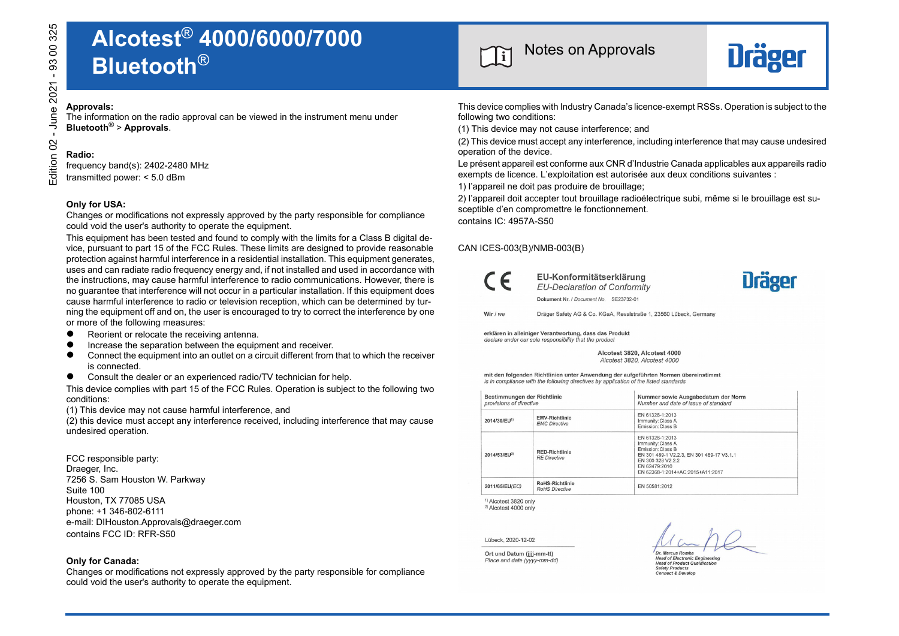# Alcotest® 4000/6000/7000 Bluetooth®

## Notes on Approvals

Dräger

Edition 02 - June 2021 - 93 00 325

**Approvals:**
The information on the radio approval can be viewed in the instrument menu under **Bluetooth® > Approvals**.

**Radio:**
frequency band(s): 2402-2480 MHz
transmitted power: < 5.0 dBm

**Only for USA:**
Changes or modifications not expressly approved by the party responsible for compliance could void the user's authority to operate the equipment.

This equipment has been tested and found to comply with the limits for a Class B digital device, pursuant to part 15 of the FCC Rules. These limits are designed to provide reasonable protection against harmful interference in a residential installation. This equipment generates, uses and can radiate radio frequency energy and, if not installed and used in accordance with the instructions, may cause harmful interference to radio communications. However, there is no guarantee that interference will not occur in a particular installation. If this equipment does cause harmful interference to radio or television reception, which can be determined by turning the equipment off and on, the user is encouraged to try to correct the interference by one or more of the following measures:

- Reorient or relocate the receiving antenna.
- Increase the separation between the equipment and receiver.
- Connect the equipment into an outlet on a circuit different from that to which the receiver is connected.
- Consult the dealer or an experienced radio/TV technician for help.

This device complies with part 15 of the FCC Rules. Operation is subject to the following two conditions:
(1) This device may not cause harmful interference, and
(2) this device must accept any interference received, including interference that may cause undesired operation.

FCC responsible party:
Draeger, Inc.
7256 S. Sam Houston W. Parkway
Suite 100
Houston, TX 77085 USA
phone: +1 346-802-6111
e-mail: DIHouston.Approvals@draeger.com
contains FCC ID: RFR-S50

**Only for Canada:**
Changes or modifications not expressly approved by the party responsible for compliance could void the user's authority to operate the equipment.

This device complies with Industry Canada's licence-exempt RSSs. Operation is subject to the following two conditions:
(1) This device may not cause interference; and
(2) This device must accept any interference, including interference that may cause undesired operation of the device.
Le présent appareil est conforme aux CNR d'Industrie Canada applicables aux appareils radio exempts de licence. L'exploitation est autorisée aux deux conditions suivantes :
1) l'appareil ne doit pas produire de brouillage;
2) l'appareil doit accepter tout brouillage radioélectrique subi, même si le brouillage est susceptible d'en compromettre le fonctionnement.
contains IC: 4957A-S50

CAN ICES-003(B)/NMB-003(B)

**EU-Konformitätserklärung**
*EU-Declaration of Conformity*

Dräger

Dokument Nr. / *Document No.* SE23732-01

Wir / *we* Dräger Safety AG & Co. KGaA, Revalstraße 1, 23560 Lübeck, Germany

**erklären in alleiniger Verantwortung, dass das Produkt**
*declare under our sole responsibility that the product*

**Alcotest 3820, Alcotest 4000**
*Alcotest 3820, Alcotest 4000*

**mit den folgenden Richtlinien unter Anwendung der aufgeführten Normen übereinstimmt**
*is in compliance with the following directives by application of the listed standards*

| Bestimmungen der Richtlinie *provisions of directive* | | Nummer sowie Ausgabedatum der Norm *Number and date of issue of standard* |
|---|---|---|
| 2014/30/EU[1] | EMV-Richtlinie *EMC Directive* | EN 61326-1:2013<br>Immunity: Class A<br>Emission: Class B |
| 2014/53/EU[2] | RED-Richtlinie *RE Directive* | EN 61326-1:2013<br>Immunity: Class A<br>Emission: Class B<br>EN 301 489-1 V2.2.3, EN 301 489-17 V3.1.1<br>EN 300 328 V2.2.2<br>EN 62479:2010<br>EN 62368-1:2014+AC:2015+A11:2017 |
| 2011/65/EU(EC) | RoHS-Richtlinie *RoHS Directive* | EN 50581:2012 |

[1] Alcotest 3820 only
[2] Alcotest 4000 only

Lübeck, 2020-12-02

Ort und Datum (jjjj-mm-tt)
*Place and date (yyyy-mm-dd)*

*Dr. Marcus Romba*
*Head of Electronic Engineering*
*Head of Product Qualification*
*Safety Products*
*Connect & Develop*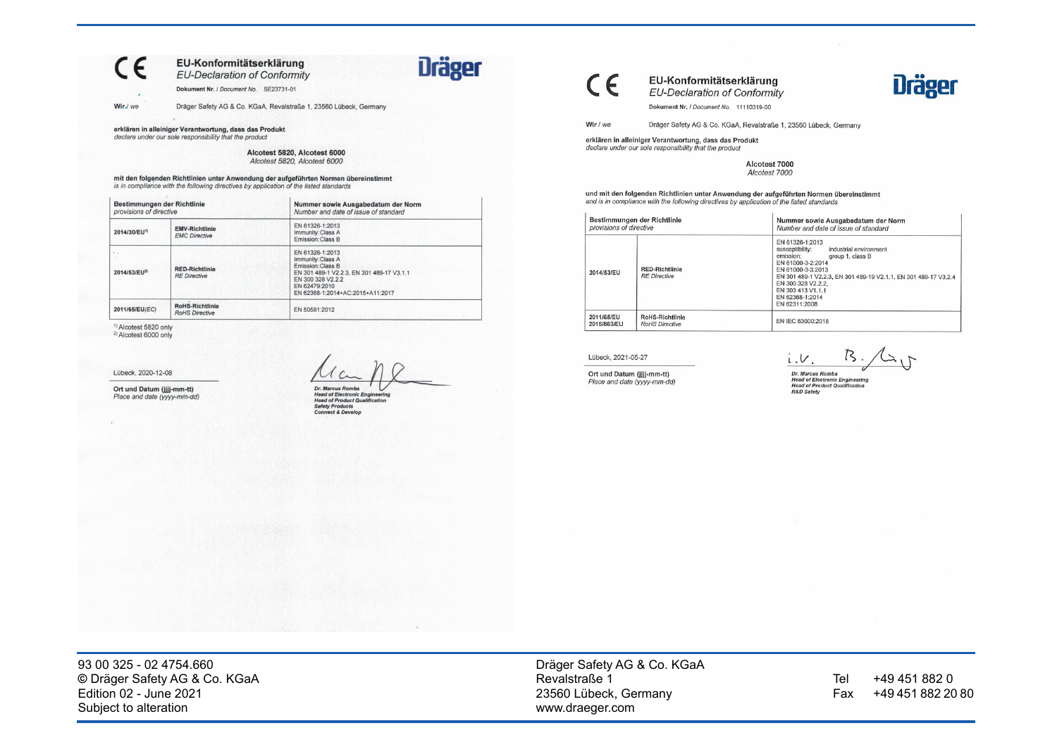# EU-Konformitätserklärung
*EU-Declaration of Conformity*

Dräger

**Dokument Nr.** / *Document No.* SE23731-01

**Wir** / *we* Dräger Safety AG & Co. KGaA, Revalstraße 1, 23560 Lübeck, Germany

**erklären in alleiniger Verantwortung, dass das Produkt**
*declare under our sole responsibility that the product*

**Alcotest 5820, Alcotest 6000**
*Alcotest 5820, Alcotest 6000*

**mit den folgenden Richtlinien unter Anwendung der aufgeführten Normen übereinstimmt**
*is in compliance with the following directives by application of the listed standards*

| **Bestimmungen der Richtlinie** *provisions of directive* | | **Nummer sowie Ausgabedatum der Norm** *Number and date of issue of standard* |
|---|---|---|
| 2014/30/EU[1] | **EMV-Richtlinie** *EMC Directive* | EN 61326-1:2013 Immunity: Class A Emission: Class B |
| 2014/53/EU[2] | **RED-Richtlinie** *RE Directive* | EN 61326-1:2013 Immunity: Class A Emission: Class B EN 301 489-1 V2.2.3, EN 301 489-17 V3.1.1 EN 300 328 V2.2.2 EN 62479:2010 EN 62368-1:2014+AC:2015+A11:2017 |
| 2011/65/EU(EC) | **RoHS-Richtlinie** *RoHS Directive* | EN 50581:2012 |

[1] Alcotest 5820 only
[2] Alcotest 6000 only

Lübeck, 2020-12-08

**Ort und Datum (jjjj-mm-tt)**
*Place and date (yyyy-mm-dd)*

Dr. Marcus Romba
Head of Electronic Engineering
Head of Product Qualification
Safety Products
Connect & Develop

---

# EU-Konformitätserklärung
*EU-Declaration of Conformity*

Dräger

**Dokument Nr.** / *Document No.* 11110319-00

**Wir** / *we* Dräger Safety AG & Co. KGaA, Revalstraße 1, 23560 Lübeck, Germany

**erklären in alleiniger Verantwortung, dass das Produkt**
*declare under our sole responsibility that the product*

**Alcotest 7000**
*Alcotest 7000*

**und mit den folgenden Richtlinien unter Anwendung der aufgeführten Normen übereinstimmt**
*and is in compliance with the following directives by application of the listed standards*

| **Bestimmungen der Richtlinie** *provisions of directive* | | **Nummer sowie Ausgabedatum der Norm** *Number and date of issue of standard* |
|---|---|---|
| 2014/53/EU | **RED-Richtlinie** *RE Directive* | EN 61326-1:2013 susceptibility: industrial environment emission: group 1, class B EN 61000-3-2:2014 EN 61000-3-3:2013 EN 301 489-1 V2.2.3, EN 301 489-19 V2.1.1, EN 301 489-17 V3.2.4 EN 300 328 V2.2.2, EN 303 413 V1.1.1 EN 62368-1:2014 EN 62311:2008 |
| 2011/65/EU 2015/863/EU | **RoHS-Richtlinie** *RoHS Directive* | EN IEC 63000:2018 |

Lübeck, 2021-05-27

**Ort und Datum (jjjj-mm-tt)**
*Place and date (yyyy-mm-dd)*

i.V.

Dr. Marcus Romba
Head of Electronic Engineering
Head of Product Qualification
R&D Safety

---

93 00 325 - 02 4754.660
© Dräger Safety AG & Co. KGaA
Edition 02 - June 2021
Subject to alteration

Dräger Safety AG & Co. KGaA
Revalstraße 1
23560 Lübeck, Germany
www.draeger.com

Tel +49 451 882 0
Fax +49 451 882 20 80